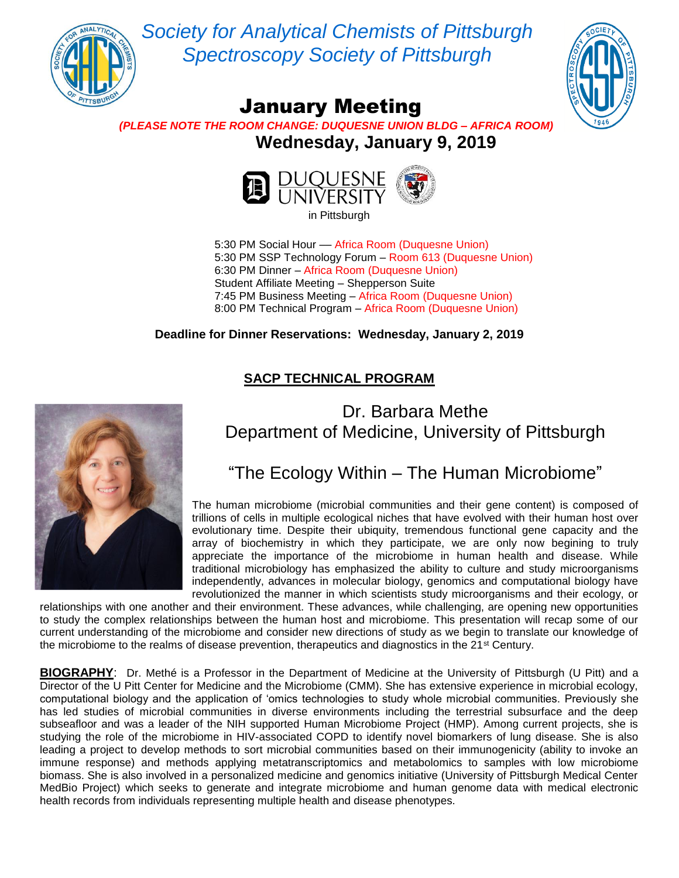# *Society for Analytical Chemists of Pittsburgh*
# *Spectroscopy Society of Pittsburgh*

## January Meeting

***(PLEASE NOTE THE ROOM CHANGE: DUQUESNE UNION BLDG – AFRICA ROOM)***

**Wednesday, January 9, 2019**

DUQUESNE UNIVERSITY

in Pittsburgh

5:30 PM Social Hour –– Africa Room (Duquesne Union)
5:30 PM SSP Technology Forum – Room 613 (Duquesne Union)
6:30 PM Dinner – Africa Room (Duquesne Union)
Student Affiliate Meeting – Shepperson Suite
7:45 PM Business Meeting – Africa Room (Duquesne Union)
8:00 PM Technical Program – Africa Room (Duquesne Union)

**Deadline for Dinner Reservations: Wednesday, January 2, 2019**

## SACP TECHNICAL PROGRAM

Dr. Barbara Methe
Department of Medicine, University of Pittsburgh

### "The Ecology Within – The Human Microbiome"

The human microbiome (microbial communities and their gene content) is composed of trillions of cells in multiple ecological niches that have evolved with their human host over evolutionary time. Despite their ubiquity, tremendous functional gene capacity and the array of biochemistry in which they participate, we are only now begining to truly appreciate the importance of the microbiome in human health and disease. While traditional microbiology has emphasized the ability to culture and study microorganisms independently, advances in molecular biology, genomics and computational biology have revolutionized the manner in which scientists study microorganisms and their ecology, or relationships with one another and their environment. These advances, while challenging, are opening new opportunities to study the complex relationships between the human host and microbiome. This presentation will recap some of our current understanding of the microbiome and consider new directions of study as we begin to translate our knowledge of the microbiome to the realms of disease prevention, therapeutics and diagnostics in the 21st Century.

**BIOGRAPHY**: Dr. Methé is a Professor in the Department of Medicine at the University of Pittsburgh (U Pitt) and a Director of the U Pitt Center for Medicine and the Microbiome (CMM). She has extensive experience in microbial ecology, computational biology and the application of 'omics technologies to study whole microbial communities. Previously she has led studies of microbial communities in diverse environments including the terrestrial subsurface and the deep subseafloor and was a leader of the NIH supported Human Microbiome Project (HMP). Among current projects, she is studying the role of the microbiome in HIV-associated COPD to identify novel biomarkers of lung disease. She is also leading a project to develop methods to sort microbial communities based on their immunogenicity (ability to invoke an immune response) and methods applying metatranscriptomics and metabolomics to samples with low microbiome biomass. She is also involved in a personalized medicine and genomics initiative (University of Pittsburgh Medical Center MedBio Project) which seeks to generate and integrate microbiome and human genome data with medical electronic health records from individuals representing multiple health and disease phenotypes.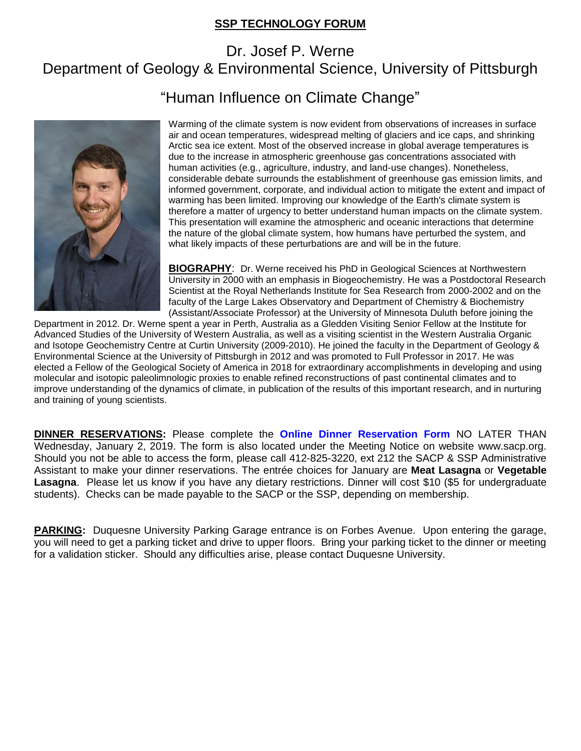## SSP TECHNOLOGY FORUM

# Dr. Josef P. Werne

## Department of Geology & Environmental Science, University of Pittsburgh

## "Human Influence on Climate Change"

Warming of the climate system is now evident from observations of increases in surface air and ocean temperatures, widespread melting of glaciers and ice caps, and shrinking Arctic sea ice extent. Most of the observed increase in global average temperatures is due to the increase in atmospheric greenhouse gas concentrations associated with human activities (e.g., agriculture, industry, and land-use changes). Nonetheless, considerable debate surrounds the establishment of greenhouse gas emission limits, and informed government, corporate, and individual action to mitigate the extent and impact of warming has been limited. Improving our knowledge of the Earth's climate system is therefore a matter of urgency to better understand human impacts on the climate system. This presentation will examine the atmospheric and oceanic interactions that determine the nature of the global climate system, how humans have perturbed the system, and what likely impacts of these perturbations are and will be in the future.

**BIOGRAPHY**: Dr. Werne received his PhD in Geological Sciences at Northwestern University in 2000 with an emphasis in Biogeochemistry. He was a Postdoctoral Research Scientist at the Royal Netherlands Institute for Sea Research from 2000-2002 and on the faculty of the Large Lakes Observatory and Department of Chemistry & Biochemistry (Assistant/Associate Professor) at the University of Minnesota Duluth before joining the Department in 2012. Dr. Werne spent a year in Perth, Australia as a Gledden Visiting Senior Fellow at the Institute for Advanced Studies of the University of Western Australia, as well as a visiting scientist in the Western Australia Organic and Isotope Geochemistry Centre at Curtin University (2009-2010). He joined the faculty in the Department of Geology & Environmental Science at the University of Pittsburgh in 2012 and was promoted to Full Professor in 2017. He was elected a Fellow of the Geological Society of America in 2018 for extraordinary accomplishments in developing and using molecular and isotopic paleolimnologic proxies to enable refined reconstructions of past continental climates and to improve understanding of the dynamics of climate, in publication of the results of this important research, and in nurturing and training of young scientists.

**DINNER RESERVATIONS:** Please complete the **Online Dinner Reservation Form** NO LATER THAN Wednesday, January 2, 2019. The form is also located under the Meeting Notice on website www.sacp.org. Should you not be able to access the form, please call 412-825-3220, ext 212 the SACP & SSP Administrative Assistant to make your dinner reservations. The entrée choices for January are **Meat Lasagna** or **Vegetable Lasagna**. Please let us know if you have any dietary restrictions. Dinner will cost $10 ($5 for undergraduate students). Checks can be made payable to the SACP or the SSP, depending on membership.

**PARKING:** Duquesne University Parking Garage entrance is on Forbes Avenue. Upon entering the garage, you will need to get a parking ticket and drive to upper floors. Bring your parking ticket to the dinner or meeting for a validation sticker. Should any difficulties arise, please contact Duquesne University.